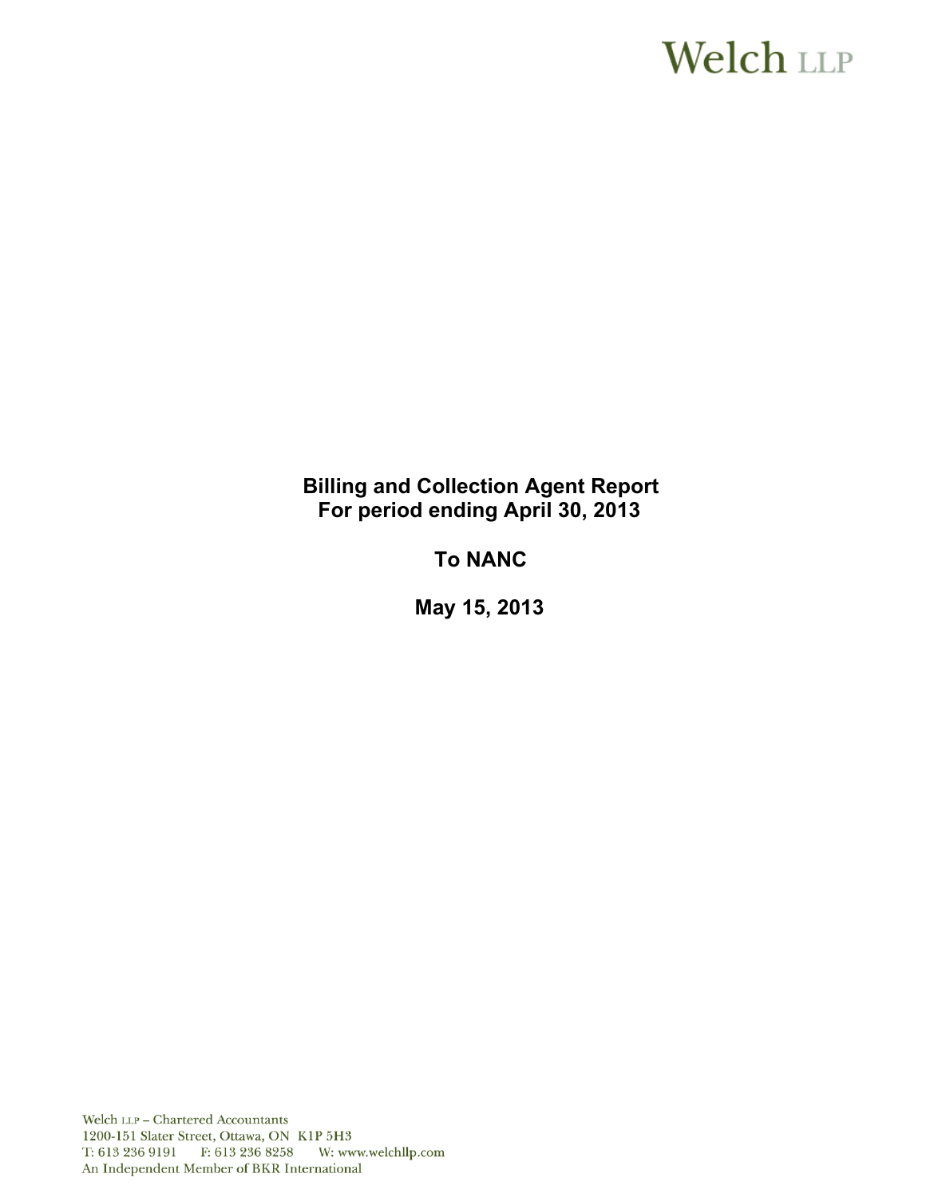Welch LLP

**Billing and Collection Agent Report**
**For period ending April 30, 2013**

**To NANC**

**May 15, 2013**

Welch LLP – Chartered Accountants
1200-151 Slater Street, Ottawa, ON K1P 5H3
T: 613 236 9191 F: 613 236 8258 W: www.welchllp.com
An Independent Member of BKR International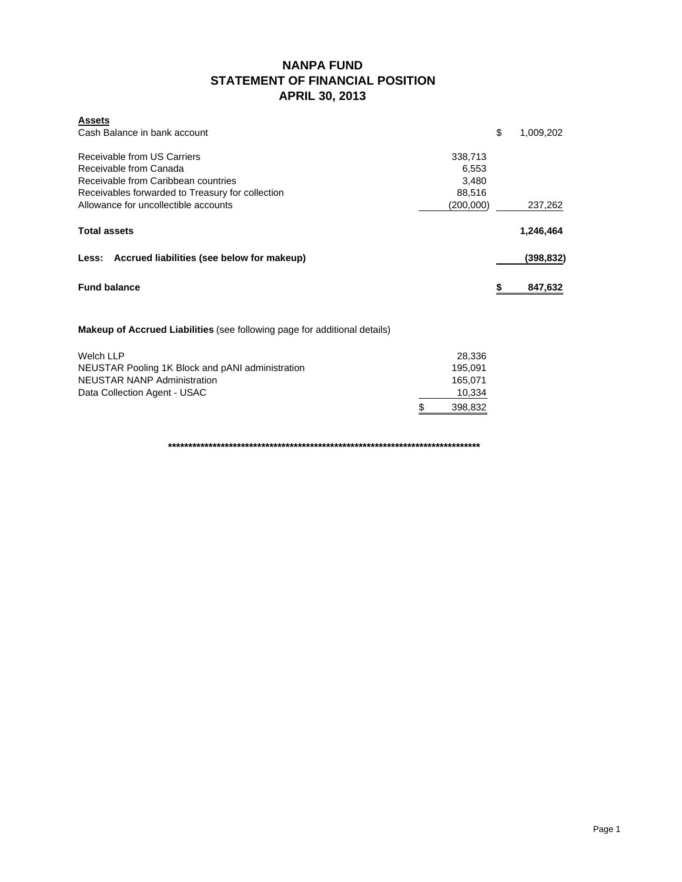# NANPA FUND
## STATEMENT OF FINANCIAL POSITION
## APRIL 30, 2013

| **Assets** | | |
|---|---|---|
| Cash Balance in bank account | | $ 1,009,202 |
| | | |
| Receivable from US Carriers | 338,713 | |
| Receivable from Canada | 6,553 | |
| Receivable from Caribbean countries | 3,480 | |
| Receivables forwarded to Treasury for collection | 88,516 | |
| Allowance for uncollectible accounts | (200,000) | 237,262 |
| | | |
| **Total assets** | | **1,246,464** |
| | | |
| **Less: Accrued liabilities (see below for makeup)** | | **(398,832)** |
| | | |
| **Fund balance** | | **$ 847,632** |

**Makeup of Accrued Liabilities** (see following page for additional details)

| | |
|---|---|
| Welch LLP | 28,336 |
| NEUSTAR Pooling 1K Block and pANI administration | 195,091 |
| NEUSTAR NANP Administration | 165,071 |
| Data Collection Agent - USAC | 10,334 |
| | $ 398,832 |

**********************************************************************************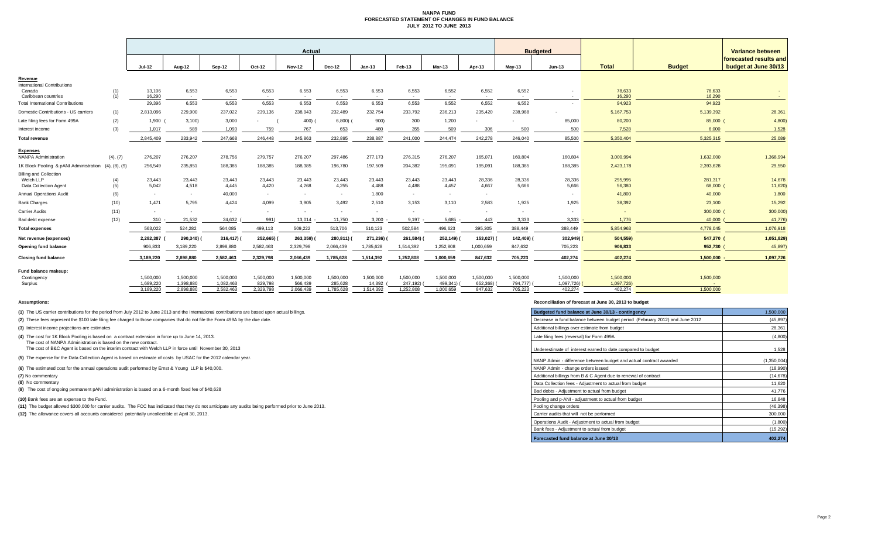# NANPA FUND
## FORECASTED STATEMENT OF CHANGES IN FUND BALANCE
### JULY 2012 TO JUNE 2013

| | | Actual | | | | | | | | | | Budgeted | | | | Variance between forecasted results and budget at June 30/13 |
|---|---|---|---|---|---|---|---|---|---|---|---|---|---|---|---|---|
| | | Jul-12 | Aug-12 | Sep-12 | Oct-12 | Nov-12 | Dec-12 | Jan-13 | Feb-13 | Mar-13 | Apr-13 | May-13 | Jun-13 | Total | Budget | |
| **Revenue** | | | | | | | | | | | | | | | | |
| International Contributions | | | | | | | | | | | | | | | | |
| Canada | (1) | 13,106 | 6,553 | 6,553 | 6,553 | 6,553 | 6,553 | 6,553 | 6,553 | 6,552 | 6,552 | 6,552 | - | 78,633 | 78,633 | - |
| Caribbean countries | (1) | 16,290 | - | - | - | - | - | - | - | - | - | - | - | 16,290 | 16,290 | - |
| Total International Contributions | | 29,396 | 6,553 | 6,553 | 6,553 | 6,553 | 6,553 | 6,553 | 6,553 | 6,552 | 6,552 | 6,552 | - | 94,923 | 94,923 | - |
| Domestic Contributions - US carriers | (1) | 2,813,096 | 229,900 | 237,022 | 239,136 | 238,943 | 232,489 | 232,754 | 233,792 | 236,213 | 235,420 | 238,988 | - | 5,167,753 | 5,139,392 | 28,361 |
| Late filing fees for Form 499A | (2) | 1,900 | ( 3,100) | 3,000 | - | ( 400) | ( 6,800) | ( 900) | 300 | 1,200 | - | - | 85,000 | 80,200 | 85,000 | ( 4,800) |
| Interest income | (3) | 1,017 | 589 | 1,093 | 759 | 767 | 653 | 480 | 355 | 509 | 306 | 500 | 500 | 7,528 | 6,000 | 1,528 |
| **Total revenue** | | 2,845,409 | 233,942 | 247,668 | 246,448 | 245,863 | 232,895 | 238,887 | 241,000 | 244,474 | 242,278 | 246,040 | 85,500 | 5,350,404 | 5,325,315 | 25,089 |
| **Expenses** | | | | | | | | | | | | | | | | |
| NANPA Administration | (4), (7) | 276,207 | 276,207 | 278,756 | 279,757 | 276,207 | 297,486 | 277,173 | 276,315 | 276,207 | 165,071 | 160,804 | 160,804 | 3,000,994 | 1,632,000 | 1,368,994 |
| 1K Block Pooling & pANI Administration | (4), (8), (9) | 256,549 | 235,851 | 188,385 | 188,385 | 188,385 | 196,780 | 197,509 | 204,382 | 195,091 | 195,091 | 188,385 | 188,385 | 2,423,178 | 2,393,628 | 29,550 |
| Billing and Collection | | | | | | | | | | | | | | | | |
| Welch LLP | (4) | 23,443 | 23,443 | 23,443 | 23,443 | 23,443 | 23,443 | 23,443 | 23,443 | 23,443 | 28,336 | 28,336 | 28,336 | 295,995 | 281,317 | 14,678 |
| Data Collection Agent | (5) | 5,042 | 4,518 | 4,445 | 4,420 | 4,268 | 4,255 | 4,488 | 4,488 | 4,457 | 4,667 | 5,666 | 5,666 | 56,380 | 68,000 | ( 11,620) |
| Annual Operations Audit | (6) | - | - | 40,000 | - | - | - | 1,800 | - | - | - | - | - | 41,800 | 40,000 | 1,800 |
| Bank Charges | (10) | 1,471 | 5,795 | 4,424 | 4,099 | 3,905 | 3,492 | 2,510 | 3,153 | 3,110 | 2,583 | 1,925 | 1,925 | 38,392 | 23,100 | 15,292 |
| Carrier Audits | (11) | - | - | - | - | - | - | - | - | - | - | - | - | - | 300,000 | ( 300,000) |
| Bad debt expense | (12) | 310 | 21,532 | 24,632 | ( 991) | 13,014 | 11,750 | 3,200 | 9,197 | 5,685 | 443 | 3,333 | 3,333 | 1,776 | 40,000 | ( 41,776) |
| **Total expenses** | | 563,022 | 524,282 | 564,085 | 499,113 | 509,222 | 513,706 | 510,123 | 502,584 | 496,623 | 395,305 | 388,449 | 388,449 | 5,854,963 | 4,778,045 | 1,076,918 |
| **Net revenue (expenses)** | | 2,282,387 | ( 290,340) | ( 316,417) | ( 252,665) | ( 263,359) | ( 280,811) | ( 271,236) | ( 261,584) | ( 252,149) | ( 153,027) | ( 142,409) | ( 302,949) | ( 504,559) | 547,270 | ( 1,051,829) |
| **Opening fund balance** | | 906,833 | 3,189,220 | 2,898,880 | 2,582,463 | 2,329,798 | 2,066,439 | 1,785,628 | 1,514,392 | 1,252,808 | 1,000,659 | 847,632 | 705,223 | 906,833 | 952,730 | ( 45,897) |
| **Closing fund balance** | | 3,189,220 | 2,898,880 | 2,582,463 | 2,329,798 | 2,066,439 | 1,785,628 | 1,514,392 | 1,252,808 | 1,000,659 | 847,632 | 705,223 | 402,274 | 402,274 | 1,500,000 | 1,097,726 |
| **Fund balance makeup:** | | | | | | | | | | | | | | | | |
| Contingency | | 1,500,000 | 1,500,000 | 1,500,000 | 1,500,000 | 1,500,000 | 1,500,000 | 1,500,000 | 1,500,000 | 1,500,000 | 1,500,000 | 1,500,000 | 1,500,000 | 1,500,000 | 1,500,000 | |
| Surplus | | 1,689,220 | 1,398,880 | 1,082,463 | 829,798 | 566,439 | 285,628 | 14,392 | ( 247,192) | ( 499,341) | ( 652,368) | ( 794,777) | ( 1,097,726) | ( 1,097,726) | - | |
| | | 3,189,220 | 2,898,880 | 2,582,463 | 2,329,798 | 2,066,439 | 1,785,628 | 1,514,392 | 1,252,808 | 1,000,659 | 847,632 | 705,223 | 402,274 | 402,274 | 1,500,000 | |

**Assumptions:**

**(1)** The US carrier contributions for the period from July 2012 to June 2013 and the International contributions are based upon actual billings.

**(2)** These fees represent the $100 late filing fee charged to those companies that do not file the Form 499A by the due date.

**(3)** Interest income projections are estimates

**(4)** The cost for 1K Block Pooling is based on a contract extension in force up to June 14, 2013.
The cost of NANPA Administration is based on the new contract.
The cost of B&C Agent is based on the interim contract with Welch LLP in force until November 30, 2013

**(5)** The expense for the Data Collection Agent is based on estimate of costs by USAC for the 2012 calendar year.

**(6)** The estimated cost for the annual operations audit performed by Ernst & Young LLP is $40,000.

**(7)** No commentary

**(8)** No commentary

**(9)** The cost of ongoing permanent pANI administration is based on a 6-month fixed fee of $40,628

**(10)** Bank fees are an expense to the Fund.

**(11)** The budget allowed $300,000 for carrier audits. The FCC has indicated that they do not anticipate any audits being performed prior to June 2013.

**(12)** The allowance covers all accounts considered potentially uncollectible at April 30, 2013.

**Reconciliation of forecast at June 30, 2013 to budget**

| | |
|---|---|
| **Budgeted fund balance at June 30/13 - contingency** | 1,500,000 |
| Decrease in fund balance between budget period (February 2012) and June 2012 | (45,897) |
| Additional billings over estimate from budget | 28,361 |
| Late filing fees (reversal) for Form 499A | (4,800) |
| Underestimate of interest earned to date compared to budget | 1,528 |
| NANP Admin - difference between budget and actual contract awarded | (1,350,004) |
| NANP Admin - change orders issued | (18,990) |
| Additional billings from B & C Agent due to renewal of contract | (14,678) |
| Data Collection fees - Adjustment to actual from budget | 11,620 |
| Bad debts - Adjustment to actual from budget | 41,776 |
| Pooling and p-ANI - adjustment to actual from budget | 16,848 |
| Pooling change orders | (46,398) |
| Carrier audits that will not be performed | 300,000 |
| Operations Audit - Adjustment to actual from budget | (1,800) |
| Bank fees - Adjustment to actual from budget | (15,292) |
| **Forecasted fund balance at June 30/13** | **402,274** |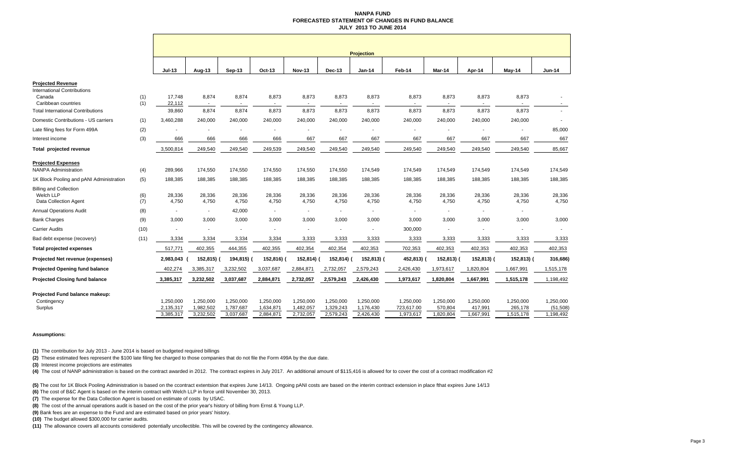# NANPA FUND
## FORECASTED STATEMENT OF CHANGES IN FUND BALANCE
### JULY 2013 TO JUNE 2014

| | | Projection | | | | | | | | | | | |
|---|---|---|---|---|---|---|---|---|---|---|---|---|---|
| | | Jul-13 | Aug-13 | Sep-13 | Oct-13 | Nov-13 | Dec-13 | Jan-14 | Feb-14 | Mar-14 | Apr-14 | May-14 | Jun-14 |
| **Projected Revenue** | | | | | | | | | | | | | |
| International Contributions | | | | | | | | | | | | | |
| Canada | (1) | 17,748 | 8,874 | 8,874 | 8,873 | 8,873 | 8,873 | 8,873 | 8,873 | 8,873 | 8,873 | 8,873 | - |
| Caribbean countries | (1) | 22,112 | - | - | - | - | - | - | - | - | - | - | - |
| Total International Contributions | | 39,860 | 8,874 | 8,874 | 8,873 | 8,873 | 8,873 | 8,873 | 8,873 | 8,873 | 8,873 | 8,873 | - |
| Domestic Contributions - US carriers | (1) | 3,460,288 | 240,000 | 240,000 | 240,000 | 240,000 | 240,000 | 240,000 | 240,000 | 240,000 | 240,000 | 240,000 | - |
| Late filing fees for Form 499A | (2) | - | - | - | - | - | - | - | - | - | - | - | 85,000 |
| Interest income | (3) | 666 | 666 | 666 | 666 | 667 | 667 | 667 | 667 | 667 | 667 | 667 | 667 |
| **Total projected revenue** | | 3,500,814 | 249,540 | 249,540 | 249,539 | 249,540 | 249,540 | 249,540 | 249,540 | 249,540 | 249,540 | 249,540 | 85,667 |
| **Projected Expenses** | | | | | | | | | | | | | |
| NANPA Administration | (4) | 289,966 | 174,550 | 174,550 | 174,550 | 174,550 | 174,550 | 174,549 | 174,549 | 174,549 | 174,549 | 174,549 | 174,549 |
| 1K Block Pooling and pANI Administration | (5) | 188,385 | 188,385 | 188,385 | 188,385 | 188,385 | 188,385 | 188,385 | 188,385 | 188,385 | 188,385 | 188,385 | 188,385 |
| Billing and Collection | | | | | | | | | | | | | |
| Welch LLP | (6) | 28,336 | 28,336 | 28,336 | 28,336 | 28,336 | 28,336 | 28,336 | 28,336 | 28,336 | 28,336 | 28,336 | 28,336 |
| Data Collection Agent | (7) | 4,750 | 4,750 | 4,750 | 4,750 | 4,750 | 4,750 | 4,750 | 4,750 | 4,750 | 4,750 | 4,750 | 4,750 |
| Annual Operations Audit | (8) | - | - | 42,000 | - | - | - | - | - | - | - | - | |
| Bank Charges | (9) | 3,000 | 3,000 | 3,000 | 3,000 | 3,000 | 3,000 | 3,000 | 3,000 | 3,000 | 3,000 | 3,000 | 3,000 |
| Carrier Audits | (10) | - | - | - | - | - | - | - | 300,000 | - | - | - | - |
| Bad debt expense (recovery) | (11) | 3,334 | 3,334 | 3,334 | 3,334 | 3,333 | 3,333 | 3,333 | 3,333 | 3,333 | 3,333 | 3,333 | 3,333 |
| **Total projected expenses** | | 517,771 | 402,355 | 444,355 | 402,355 | 402,354 | 402,354 | 402,353 | 702,353 | 402,353 | 402,353 | 402,353 | 402,353 |
| **Projected Net revenue (expenses)** | | 2,983,043 | (152,815) | (194,815) | (152,816) | (152,814) | (152,814) | (152,813) | (452,813) | (152,813) | (152,813) | (152,813) | (316,686) |
| **Projected Opening fund balance** | | 402,274 | 3,385,317 | 3,232,502 | 3,037,687 | 2,884,871 | 2,732,057 | 2,579,243 | 2,426,430 | 1,973,617 | 1,820,804 | 1,667,991 | 1,515,178 |
| **Projected Closing fund balance** | | 3,385,317 | 3,232,502 | 3,037,687 | 2,884,871 | 2,732,057 | 2,579,243 | 2,426,430 | 1,973,617 | 1,820,804 | 1,667,991 | 1,515,178 | 1,198,492 |
| **Projected Fund balance makeup:** | | | | | | | | | | | | | |
| Contingency | | 1,250,000 | 1,250,000 | 1,250,000 | 1,250,000 | 1,250,000 | 1,250,000 | 1,250,000 | 1,250,000 | 1,250,000 | 1,250,000 | 1,250,000 | 1,250,000 |
| Surplus | | 2,135,317 | 1,982,502 | 1,787,687 | 1,634,871 | 1,482,057 | 1,329,243 | 1,176,430 | 723,617.00 | 570,804 | 417,991 | 265,178 | (51,508) |
| | | 3,385,317 | 3,232,502 | 3,037,687 | 2,884,871 | 2,732,057 | 2,579,243 | 2,426,430 | 1,973,617 | 1,820,804 | 1,667,991 | 1,515,178 | 1,198,492 |

**Assumptions:**

**(1)** The contribution for July 2013 - June 2014 is based on budgeted required billings

**(2)** These estimated fees represent the $100 late filing fee charged to those companies that do not file the Form 499A by the due date.

**(3)** Interest income projections are estimates

**(4)** The cost of NANP administration is based on the contract awarded in 2012. The contract expires in July 2017. An additional amount of $115,416 is allowed for to cover the cost of a contract modification #2

**(5)** The cost for 1K Block Pooling Administration is based on the ccontract extentsion that expires June 14/13. Ongoing pANI costs are based on the interim contract extension in place fthat expires June 14/13

**(6)** The cost of B&C Agent is based on the interim contract with Welch LLP in force until November 30, 2013.

**(7)** The expense for the Data Collection Agent is based on estimate of costs by USAC.

**(8)** The cost of the annual operations audit is based on the cost of the prior year's history of billing from Ernst & Young LLP.

**(9)** Bank fees are an expense to the Fund and are estimated based on prior years' history.

**(10)** The budget allowed $300,000 for carrier audits.

**(11)** The allowance covers all accounts considered potentially uncollectible. This will be covered by the contingency allowance.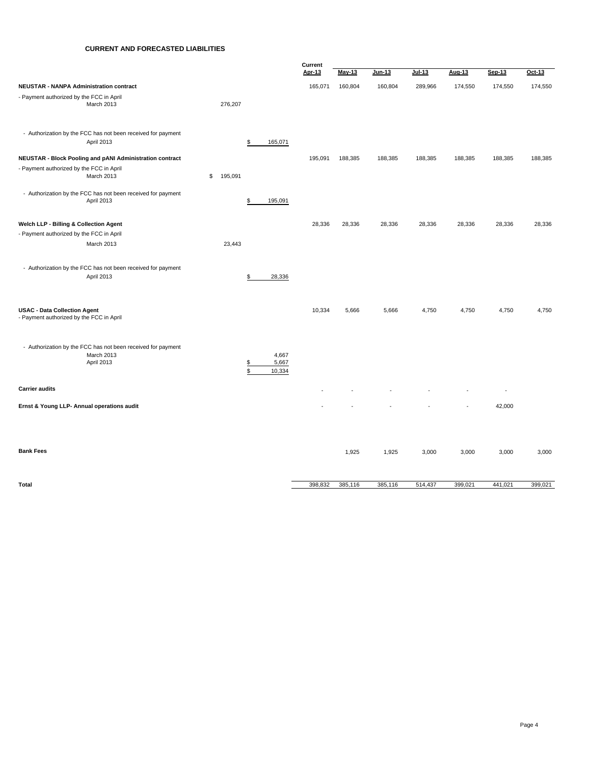# CURRENT AND FORECASTED LIABILITIES

| | | | Current Apr-13 | May-13 | Jun-13 | Jul-13 | Aug-13 | Sep-13 | Oct-13 |
|---|---|---|---|---|---|---|---|---|---|
| **NEUSTAR - NANPA Administration contract** | | | 165,071 | 160,804 | 160,804 | 289,966 | 174,550 | 174,550 | 174,550 |
| - Payment authorized by the FCC in April | | | | | | | | | |
| March 2013 | 276,207 | | | | | | | | |
| - Authorization by the FCC has not been received for payment | | | | | | | | | |
| April 2013 | | $ 165,071 | | | | | | | |
| **NEUSTAR - Block Pooling and pANI Administration contract** | | | 195,091 | 188,385 | 188,385 | 188,385 | 188,385 | 188,385 | 188,385 |
| - Payment authorized by the FCC in April | | | | | | | | | |
| March 2013 | $ 195,091 | | | | | | | | |
| - Authorization by the FCC has not been received for payment | | | | | | | | | |
| April 2013 | | $ 195,091 | | | | | | | |
| **Welch LLP - Billing & Collection Agent** | | | 28,336 | 28,336 | 28,336 | 28,336 | 28,336 | 28,336 | 28,336 |
| - Payment authorized by the FCC in April | | | | | | | | | |
| March 2013 | 23,443 | | | | | | | | |
| - Authorization by the FCC has not been received for payment | | | | | | | | | |
| April 2013 | | $ 28,336 | | | | | | | |
| **USAC - Data Collection Agent** | | | 10,334 | 5,666 | 5,666 | 4,750 | 4,750 | 4,750 | 4,750 |
| - Payment authorized by the FCC in April | | | | | | | | | |
| - Authorization by the FCC has not been received for payment | | | | | | | | | |
| March 2013 | | 4,667 | | | | | | | |
| April 2013 | | $ 5,667 | | | | | | | |
| | | $ 10,334 | | | | | | | |
| **Carrier audits** | | | - | - | - | - | - | - | |
| **Ernst & Young LLP- Annual operations audit** | | | - | - | - | - | - | 42,000 | |
| **Bank Fees** | | | | 1,925 | 1,925 | 3,000 | 3,000 | 3,000 | 3,000 |
| **Total** | | | 398,832 | 385,116 | 385,116 | 514,437 | 399,021 | 441,021 | 399,021 |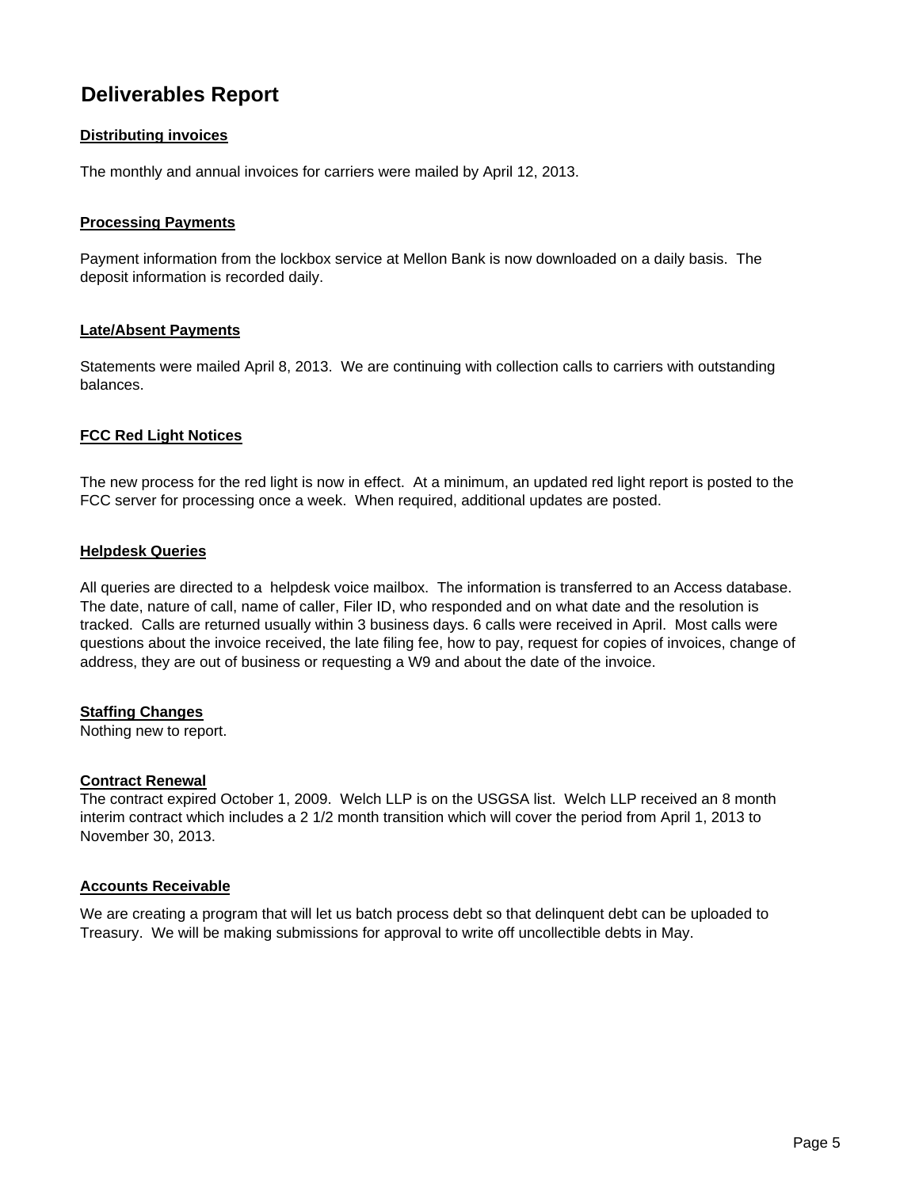# Deliverables Report

**Distributing invoices**

The monthly and annual invoices for carriers were mailed by April 12, 2013.

**Processing Payments**

Payment information from the lockbox service at Mellon Bank is now downloaded on a daily basis. The deposit information is recorded daily.

**Late/Absent Payments**

Statements were mailed April 8, 2013. We are continuing with collection calls to carriers with outstanding balances.

**FCC Red Light Notices**

The new process for the red light is now in effect. At a minimum, an updated red light report is posted to the FCC server for processing once a week. When required, additional updates are posted.

**Helpdesk Queries**

All queries are directed to a helpdesk voice mailbox. The information is transferred to an Access database. The date, nature of call, name of caller, Filer ID, who responded and on what date and the resolution is tracked. Calls are returned usually within 3 business days. 6 calls were received in April. Most calls were questions about the invoice received, the late filing fee, how to pay, request for copies of invoices, change of address, they are out of business or requesting a W9 and about the date of the invoice.

**Staffing Changes**

Nothing new to report.

**Contract Renewal**

The contract expired October 1, 2009. Welch LLP is on the USGSA list. Welch LLP received an 8 month interim contract which includes a 2 1/2 month transition which will cover the period from April 1, 2013 to November 30, 2013.

**Accounts Receivable**

We are creating a program that will let us batch process debt so that delinquent debt can be uploaded to Treasury. We will be making submissions for approval to write off uncollectible debts in May.